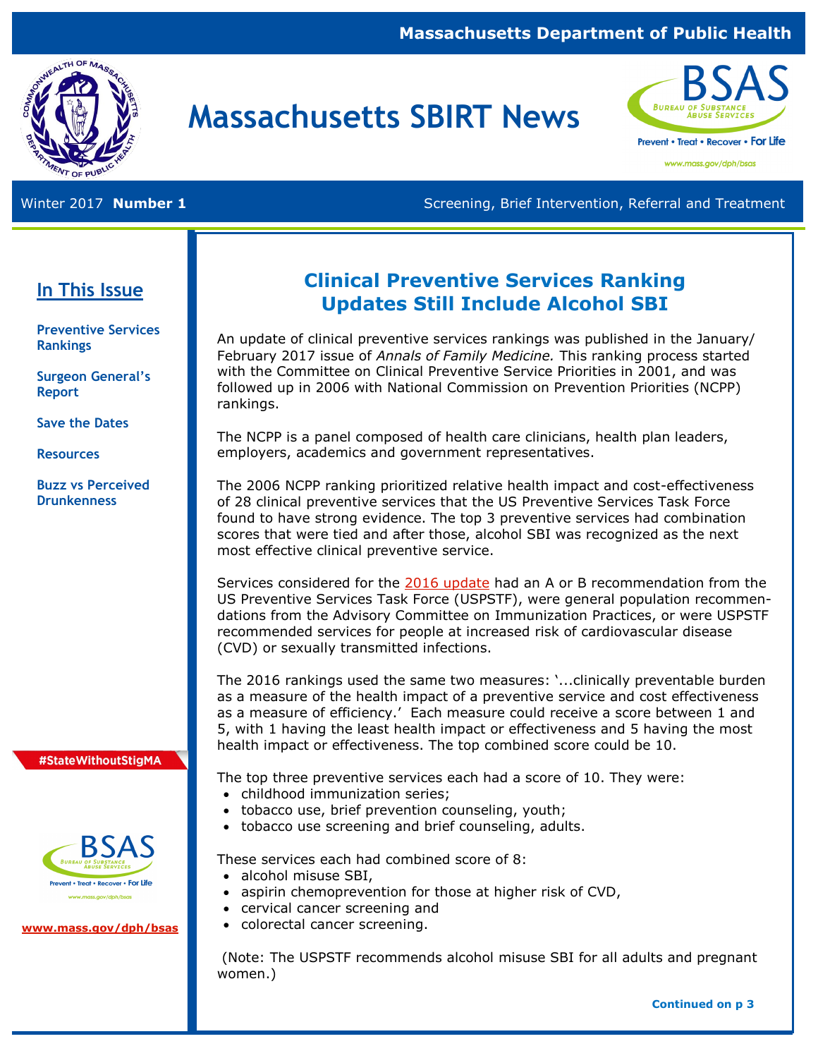Massachusetts Department of Public Health

# Massachusetts SBIRT News

Prevent • Treat • Recover • For Life

www.mass.gov/dph/bsas

Winter 2017 **Number 1** Screening, Brief Intervention, Referral and Treatment

## In This Issue

**Preventive Services Rankings**

**Surgeon General's Report**

**Save the Dates**

**Resources**

**Buzz vs Perceived Drunkenness**

#StateWithoutStigMA

www.mass.gov/dph/bsas

## Clinical Preventive Services Ranking Updates Still Include Alcohol SBI

An update of clinical preventive services rankings was published in the January/February 2017 issue of *Annals of Family Medicine.* This ranking process started with the Committee on Clinical Preventive Service Priorities in 2001, and was followed up in 2006 with National Commission on Prevention Priorities (NCPP) rankings.

The NCPP is a panel composed of health care clinicians, health plan leaders, employers, academics and government representatives.

The 2006 NCPP ranking prioritized relative health impact and cost-effectiveness of 28 clinical preventive services that the US Preventive Services Task Force found to have strong evidence. The top 3 preventive services had combination scores that were tied and after those, alcohol SBI was recognized as the next most effective clinical preventive service.

Services considered for the 2016 update had an A or B recommendation from the US Preventive Services Task Force (USPSTF), were general population recommendations from the Advisory Committee on Immunization Practices, or were USPSTF recommended services for people at increased risk of cardiovascular disease (CVD) or sexually transmitted infections.

The 2016 rankings used the same two measures: '...clinically preventable burden as a measure of the health impact of a preventive service and cost effectiveness as a measure of efficiency.' Each measure could receive a score between 1 and 5, with 1 having the least health impact or effectiveness and 5 having the most health impact or effectiveness. The top combined score could be 10.

The top three preventive services each had a score of 10. They were:

- childhood immunization series;
- tobacco use, brief prevention counseling, youth;
- tobacco use screening and brief counseling, adults.

These services each had combined score of 8:

- alcohol misuse SBI,
- aspirin chemoprevention for those at higher risk of CVD,
- cervical cancer screening and
- colorectal cancer screening.

(Note: The USPSTF recommends alcohol misuse SBI for all adults and pregnant women.)

**Continued on p 3**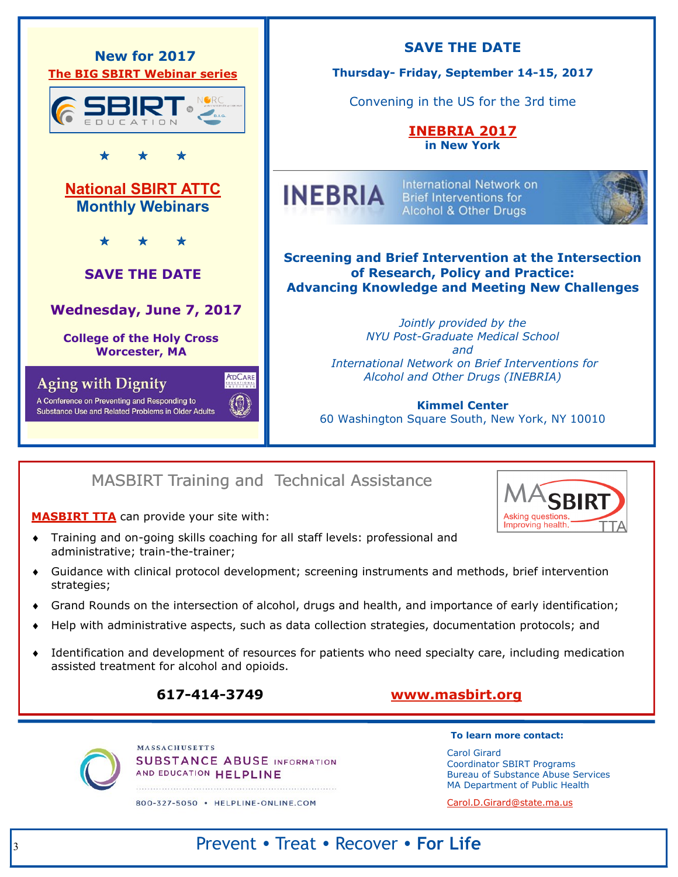## New for 2017

**The BIG SBIRT Webinar series**

SBIRT EDUCATION

★ ★ ★

## National SBIRT ATTC
## Monthly Webinars

★ ★ ★

### SAVE THE DATE

**Wednesday, June 7, 2017**

**College of the Holy Cross**
**Worcester, MA**

**Aging with Dignity**

A Conference on Preventing and Responding to Substance Use and Related Problems in Older Adults

---

### SAVE THE DATE

**Thursday- Friday, September 14-15, 2017**

Convening in the US for the 3rd time

## INEBRIA 2017
**in New York**

INEBRIA — International Network on Brief Interventions for Alcohol & Other Drugs

**Screening and Brief Intervention at the Intersection of Research, Policy and Practice: Advancing Knowledge and Meeting New Challenges**

*Jointly provided by the*
*NYU Post-Graduate Medical School*
*and*
*International Network on Brief Interventions for Alcohol and Other Drugs (INEBRIA)*

**Kimmel Center**
60 Washington Square South, New York, NY 10010

---

## MASBIRT Training and Technical Assistance

MASBIRT — Asking questions, Improving health. TTA

**MASBIRT TTA** can provide your site with:

- Training and on-going skills coaching for all staff levels: professional and administrative; train-the-trainer;
- Guidance with clinical protocol development; screening instruments and methods, brief intervention strategies;
- Grand Rounds on the intersection of alcohol, drugs and health, and importance of early identification;
- Help with administrative aspects, such as data collection strategies, documentation protocols; and
- Identification and development of resources for patients who need specialty care, including medication assisted treatment for alcohol and opioids.

**617-414-3749** **www.masbirt.org**

---

MASSACHUSETTS SUBSTANCE ABUSE INFORMATION AND EDUCATION HELPLINE

800-327-5050 • HELPLINE-ONLINE.COM

**To learn more contact:**

Carol Girard
Coordinator SBIRT Programs
Bureau of Substance Abuse Services
MA Department of Public Health

Carol.D.Girard@state.ma.us

Prevent • Treat • Recover • **For Life**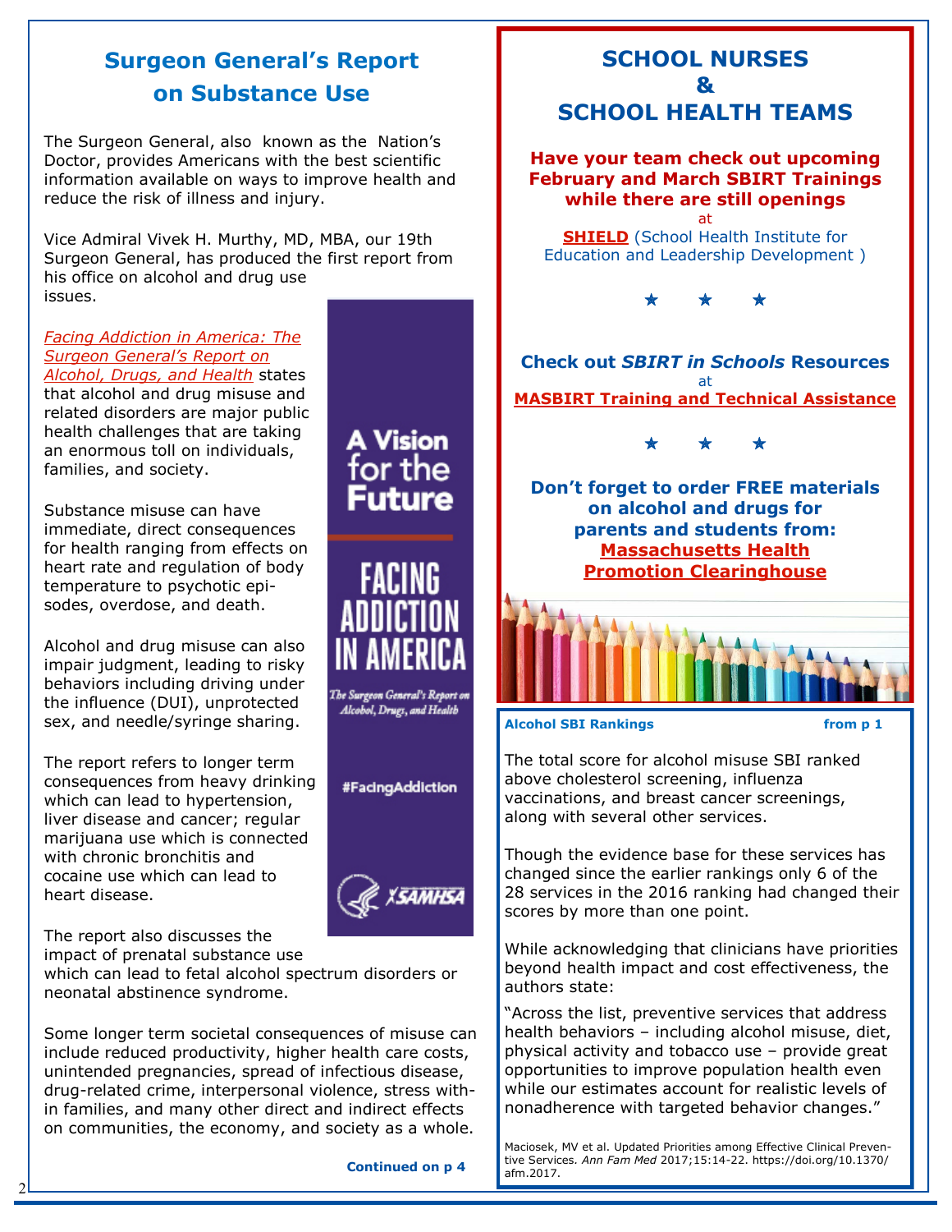## Surgeon General's Report on Substance Use

The Surgeon General, also known as the Nation's Doctor, provides Americans with the best scientific information available on ways to improve health and reduce the risk of illness and injury.

Vice Admiral Vivek H. Murthy, MD, MBA, our 19th Surgeon General, has produced the first report from his office on alcohol and drug use issues.

*Facing Addiction in America: The Surgeon General's Report on Alcohol, Drugs, and Health* states that alcohol and drug misuse and related disorders are major public health challenges that are taking an enormous toll on individuals, families, and society.

Substance misuse can have immediate, direct consequences for health ranging from effects on heart rate and regulation of body temperature to psychotic episodes, overdose, and death.

Alcohol and drug misuse can also impair judgment, leading to risky behaviors including driving under the influence (DUI), unprotected sex, and needle/syringe sharing.

The report refers to longer term consequences from heavy drinking which can lead to hypertension, liver disease and cancer; regular marijuana use which is connected with chronic bronchitis and cocaine use which can lead to heart disease.

The report also discusses the impact of prenatal substance use which can lead to fetal alcohol spectrum disorders or neonatal abstinence syndrome.

Some longer term societal consequences of misuse can include reduced productivity, higher health care costs, unintended pregnancies, spread of infectious disease, drug-related crime, interpersonal violence, stress within families, and many other direct and indirect effects on communities, the economy, and society as a whole.

**Continued on p 4**

A Vision for the Future

FACING ADDICTION IN AMERICA

*The Surgeon General's Report on Alcohol, Drugs, and Health*

#FacingAddiction

SAMHSA

## SCHOOL NURSES & SCHOOL HEALTH TEAMS

**Have your team check out upcoming February and March SBIRT Trainings while there are still openings**

at

**SHIELD** (School Health Institute for Education and Leadership Development )

★ ★ ★

**Check out *SBIRT in Schools* Resources**

at

**MASBIRT Training and Technical Assistance**

★ ★ ★

**Don't forget to order FREE materials on alcohol and drugs for parents and students from:**

**Massachusetts Health Promotion Clearinghouse**

**Alcohol SBI Rankings** **from p 1**

The total score for alcohol misuse SBI ranked above cholesterol screening, influenza vaccinations, and breast cancer screenings, along with several other services.

Though the evidence base for these services has changed since the earlier rankings only 6 of the 28 services in the 2016 ranking had changed their scores by more than one point.

While acknowledging that clinicians have priorities beyond health impact and cost effectiveness, the authors state:

"Across the list, preventive services that address health behaviors – including alcohol misuse, diet, physical activity and tobacco use – provide great opportunities to improve population health even while our estimates account for realistic levels of nonadherence with targeted behavior changes."

Maciosek, MV et al. Updated Priorities among Effective Clinical Preventive Services. *Ann Fam Med* 2017;15:14-22. https://doi.org/10.1370/afm.2017.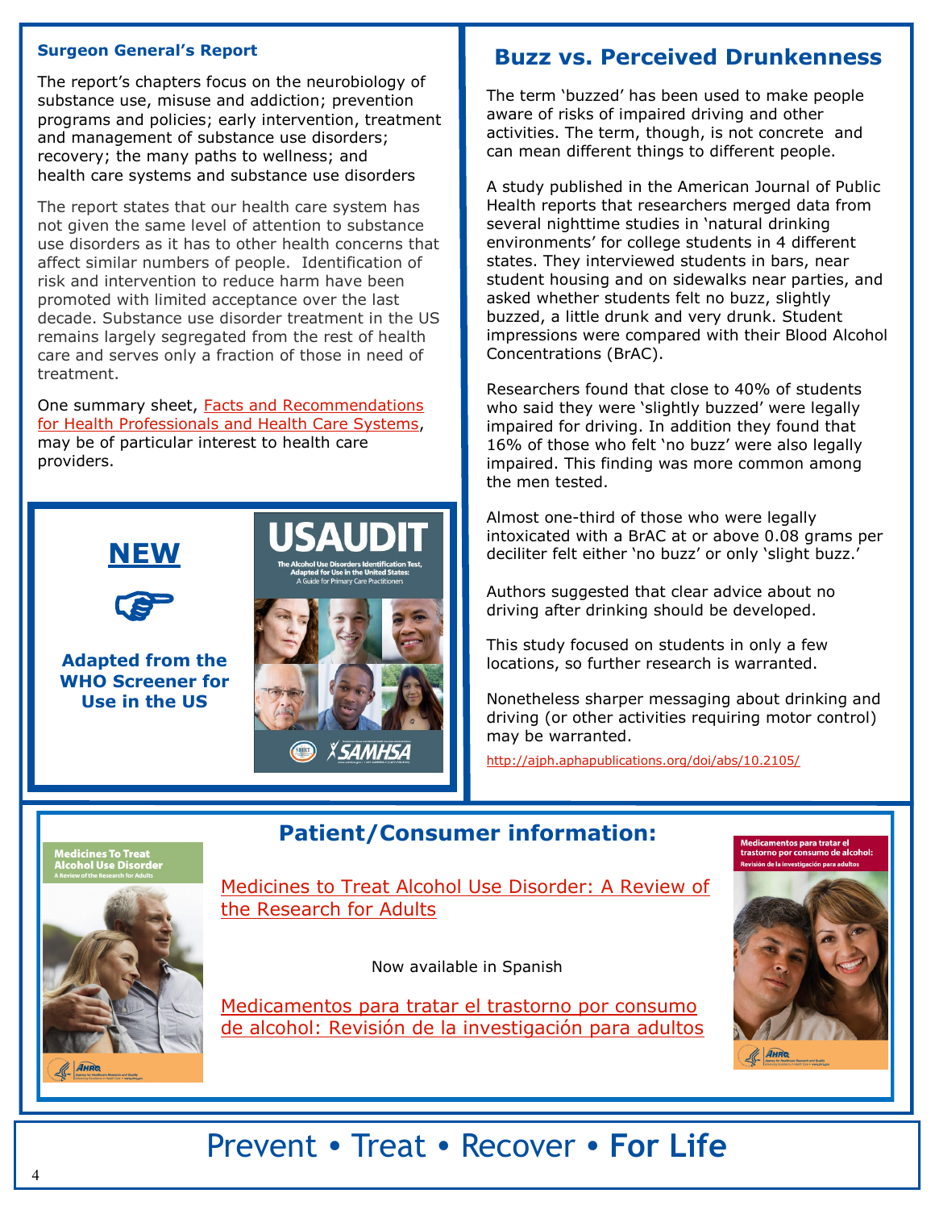### Surgeon General's Report

The report's chapters focus on the neurobiology of substance use, misuse and addiction; prevention programs and policies; early intervention, treatment and management of substance use disorders; recovery; the many paths to wellness; and health care systems and substance use disorders

The report states that our health care system has not given the same level of attention to substance use disorders as it has to other health concerns that affect similar numbers of people. Identification of risk and intervention to reduce harm have been promoted with limited acceptance over the last decade. Substance use disorder treatment in the US remains largely segregated from the rest of health care and serves only a fraction of those in need of treatment.

One summary sheet, Facts and Recommendations for Health Professionals and Health Care Systems, may be of particular interest to health care providers.

**NEW**

☞

**Adapted from the WHO Screener for Use in the US**

USAUDIT

The Alcohol Use Disorders Identification Test, Adapted for Use in the United States: A Guide for Primary Care Practitioners

SAMHSA

## Buzz vs. Perceived Drunkenness

The term 'buzzed' has been used to make people aware of risks of impaired driving and other activities. The term, though, is not concrete and can mean different things to different people.

A study published in the American Journal of Public Health reports that researchers merged data from several nighttime studies in 'natural drinking environments' for college students in 4 different states. They interviewed students in bars, near student housing and on sidewalks near parties, and asked whether students felt no buzz, slightly buzzed, a little drunk and very drunk. Student impressions were compared with their Blood Alcohol Concentrations (BrAC).

Researchers found that close to 40% of students who said they were 'slightly buzzed' were legally impaired for driving. In addition they found that 16% of those who felt 'no buzz' were also legally impaired. This finding was more common among the men tested.

Almost one-third of those who were legally intoxicated with a BrAC at or above 0.08 grams per deciliter felt either 'no buzz' or only 'slight buzz.'

Authors suggested that clear advice about no driving after drinking should be developed.

This study focused on students in only a few locations, so further research is warranted.

Nonetheless sharper messaging about drinking and driving (or other activities requiring motor control) may be warranted.

http://ajph.aphapublications.org/doi/abs/10.2105/

## Patient/Consumer information:

Medicines To Treat Alcohol Use Disorder: A Review of the Research for Adults

Medicines to Treat Alcohol Use Disorder: A Review of the Research for Adults

Now available in Spanish

Medicamentos para tratar el trastorno por consumo de alcohol: Revisión de la investigación para adultos

Medicamentos para tratar el trastorno por consumo de alcohol: Revisión de la investigación para adultos

Prevent • Treat • Recover • **For Life**